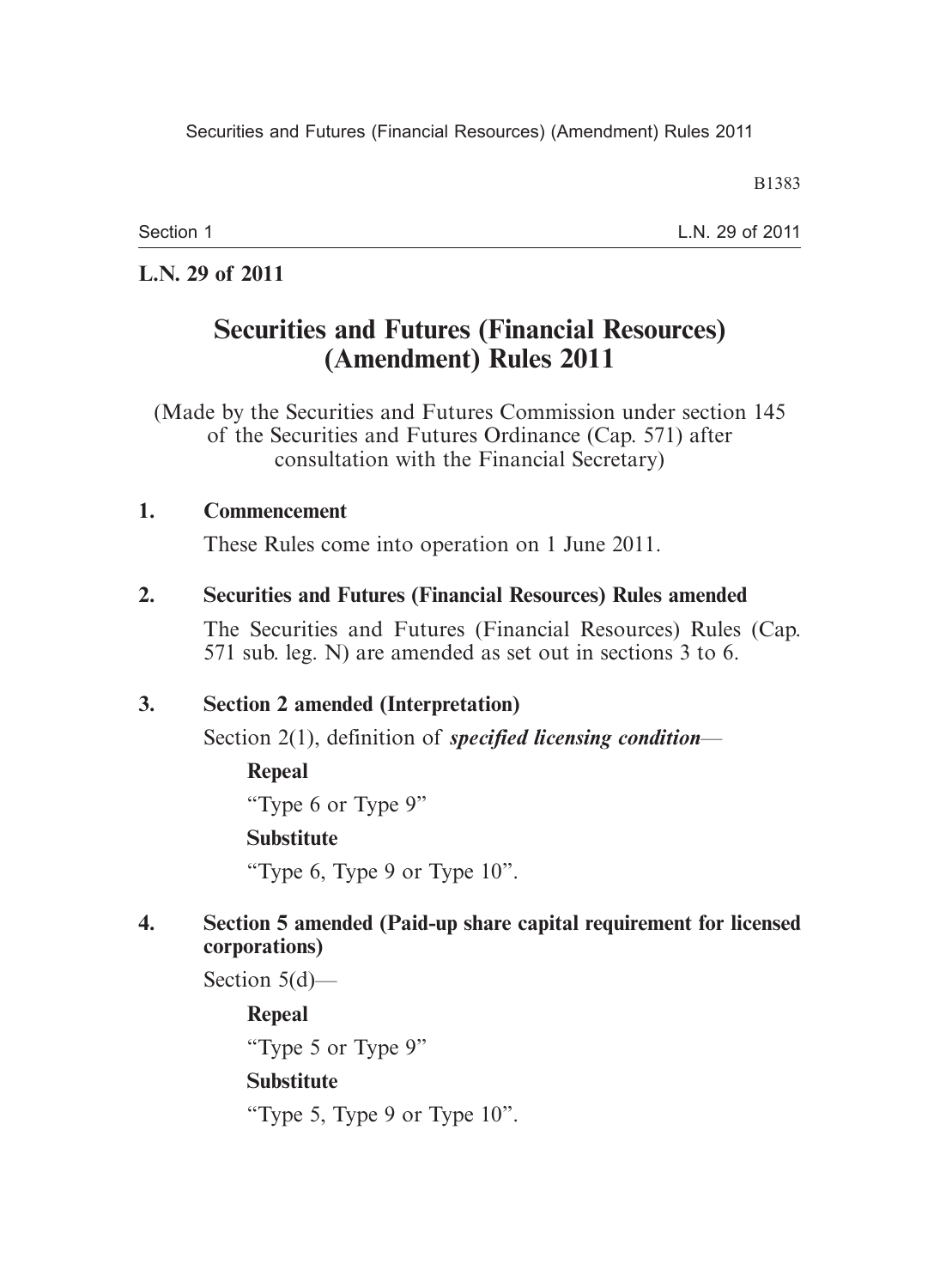**L.N. 29 of 2011**

# Securities and Futures (Financial Resources) (Amendment) Rules 2011

(Made by the Securities and Futures Commission under section 145 of the Securities and Futures Ordinance (Cap. 571) after consultation with the Financial Secretary)

## 1. Commencement

These Rules come into operation on 1 June 2011.

## 2. Securities and Futures (Financial Resources) Rules amended

The Securities and Futures (Financial Resources) Rules (Cap. 571 sub. leg. N) are amended as set out in sections 3 to 6.

## 3. Section 2 amended (Interpretation)

Section 2(1), definition of ***specified licensing condition***—

**Repeal**

"Type 6 or Type 9"

**Substitute**

"Type 6, Type 9 or Type 10".

## 4. Section 5 amended (Paid-up share capital requirement for licensed corporations)

Section 5(d)—

**Repeal**

"Type 5 or Type 9"

**Substitute**

"Type 5, Type 9 or Type 10".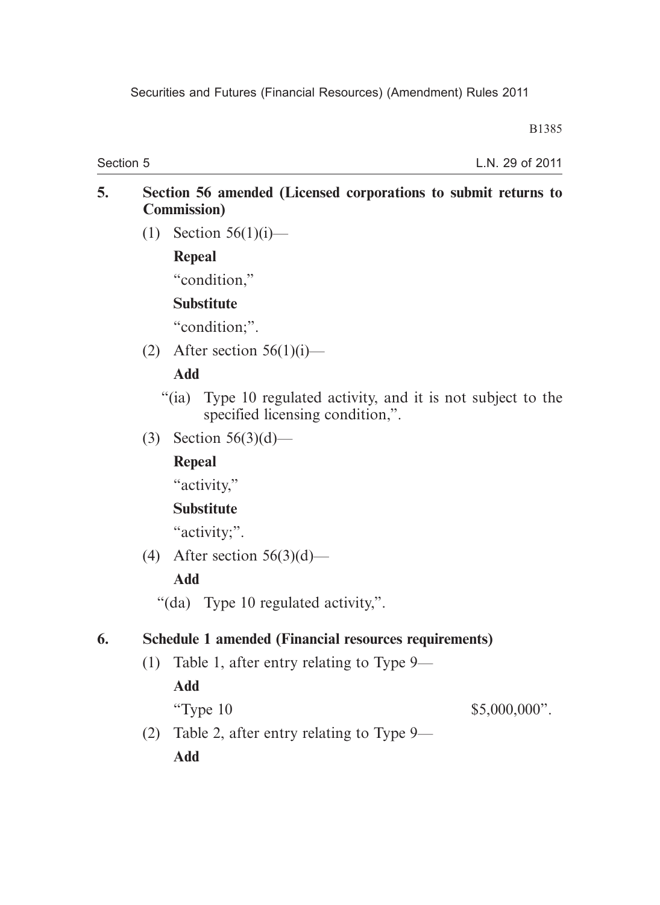**5. Section 56 amended (Licensed corporations to submit returns to Commission)**

(1) Section 56(1)(i)—

**Repeal**

"condition,"

**Substitute**

"condition;".

(2) After section 56(1)(i)—

**Add**

"(ia) Type 10 regulated activity, and it is not subject to the specified licensing condition,".

(3) Section 56(3)(d)—

**Repeal**

"activity,"

**Substitute**

"activity;".

(4) After section 56(3)(d)—

**Add**

"(da) Type 10 regulated activity,".

**6. Schedule 1 amended (Financial resources requirements)**

(1) Table 1, after entry relating to Type 9—

**Add**

"Type 10 $5,000,000".

(2) Table 2, after entry relating to Type 9—

**Add**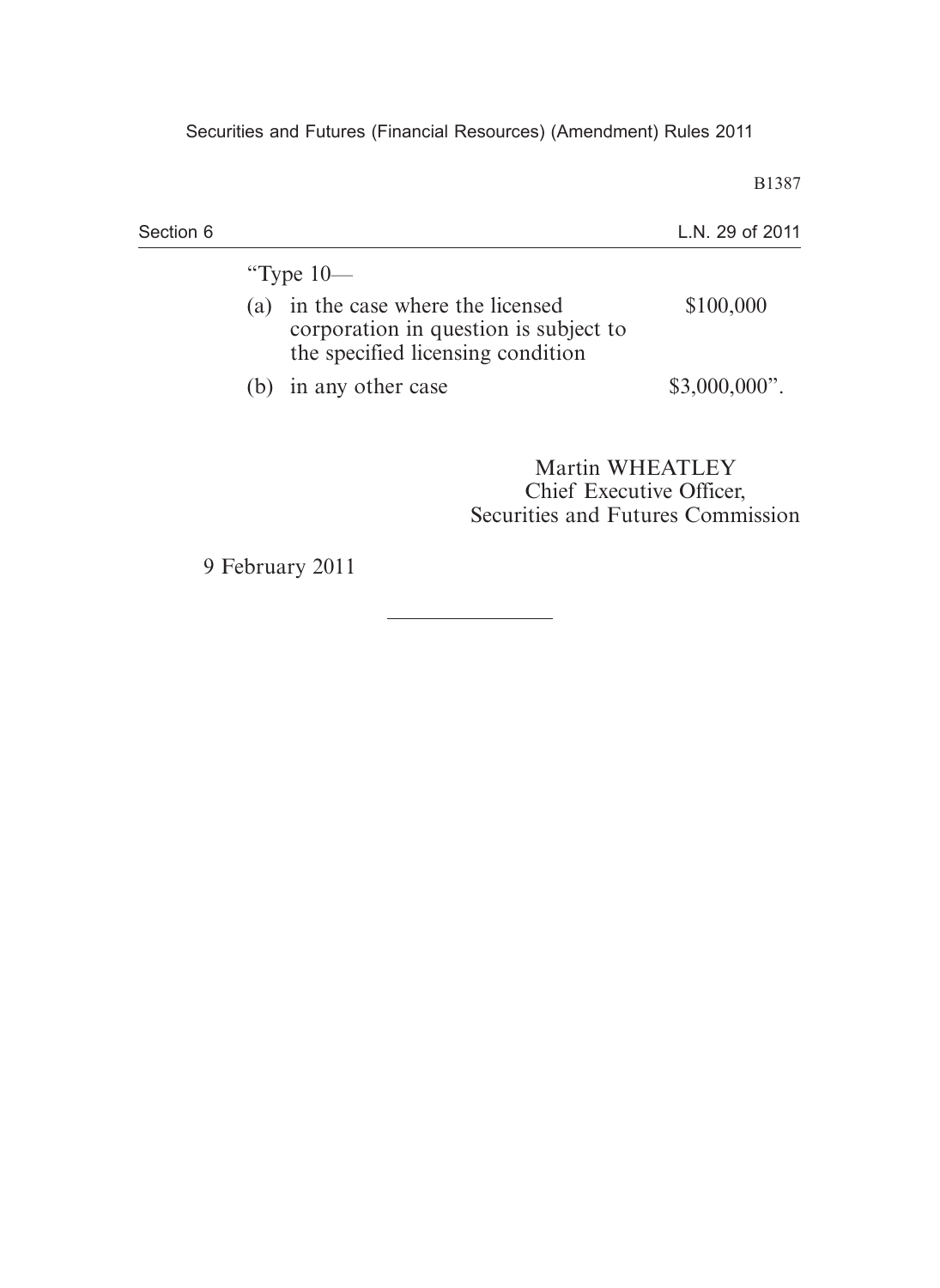"Type 10—

| | | |
|---|---|---|
| (a) | in the case where the licensed corporation in question is subject to the specified licensing condition | \$100,000 |
| (b) | in any other case | \$3,000,000". |

Martin WHEATLEY
Chief Executive Officer,
Securities and Futures Commission

9 February 2011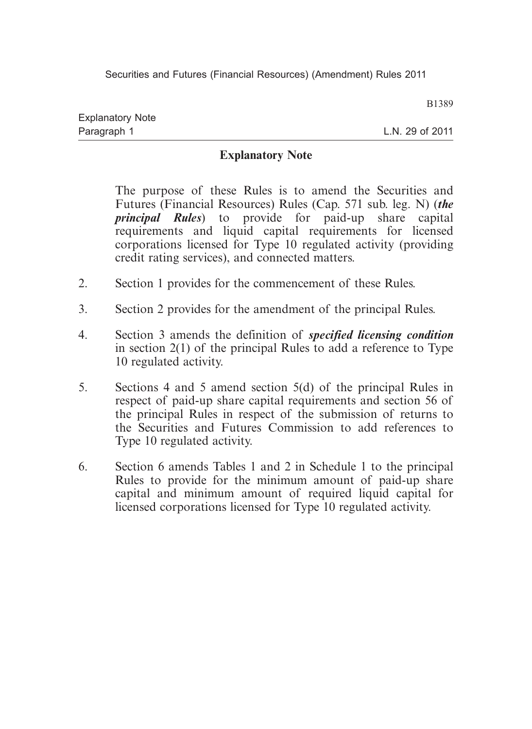## Explanatory Note

The purpose of these Rules is to amend the Securities and Futures (Financial Resources) Rules (Cap. 571 sub. leg. N) (***the principal Rules***) to provide for paid-up share capital requirements and liquid capital requirements for licensed corporations licensed for Type 10 regulated activity (providing credit rating services), and connected matters.

2. Section 1 provides for the commencement of these Rules.

3. Section 2 provides for the amendment of the principal Rules.

4. Section 3 amends the definition of ***specified licensing condition*** in section 2(1) of the principal Rules to add a reference to Type 10 regulated activity.

5. Sections 4 and 5 amend section 5(d) of the principal Rules in respect of paid-up share capital requirements and section 56 of the principal Rules in respect of the submission of returns to the Securities and Futures Commission to add references to Type 10 regulated activity.

6. Section 6 amends Tables 1 and 2 in Schedule 1 to the principal Rules to provide for the minimum amount of paid-up share capital and minimum amount of required liquid capital for licensed corporations licensed for Type 10 regulated activity.